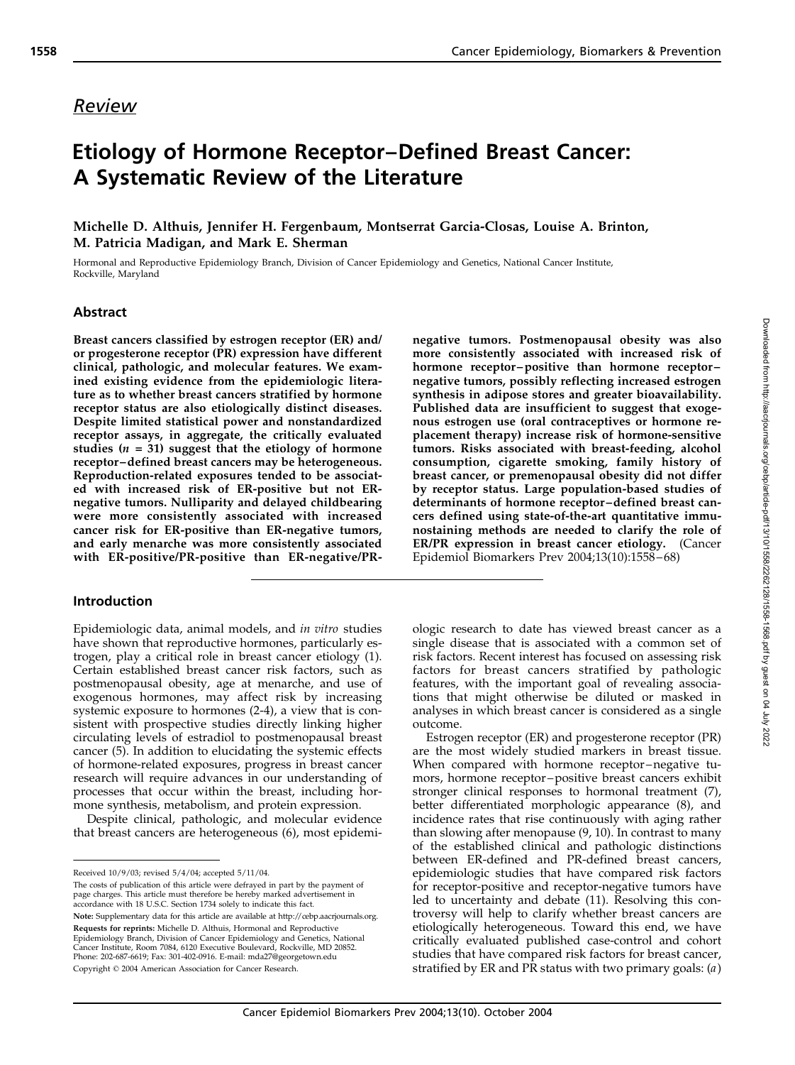*Review*

# Etiology of Hormone Receptor–Defined Breast Cancer: A Systematic Review of the Literature

**Michelle D. Althuis, Jennifer H. Fergenbaum, Montserrat Garcia-Closas, Louise A. Brinton, M. Patricia Madigan, and Mark E. Sherman**

Hormonal and Reproductive Epidemiology Branch, Division of Cancer Epidemiology and Genetics, National Cancer Institute, Rockville, Maryland

## Abstract

**Breast cancers classified by estrogen receptor (ER) and/or progesterone receptor (PR) expression have different clinical, pathologic, and molecular features. We examined existing evidence from the epidemiologic literature as to whether breast cancers stratified by hormone receptor status are also etiologically distinct diseases. Despite limited statistical power and nonstandardized receptor assays, in aggregate, the critically evaluated studies (*n* = 31) suggest that the etiology of hormone receptor–defined breast cancers may be heterogeneous. Reproduction-related exposures tended to be associated with increased risk of ER-positive but not ER-negative tumors. Nulliparity and delayed childbearing were more consistently associated with increased cancer risk for ER-positive than ER-negative tumors, and early menarche was more consistently associated with ER-positive/PR-positive than ER-negative/PR-negative tumors. Postmenopausal obesity was also more consistently associated with increased risk of hormone receptor–positive than hormone receptor–negative tumors, possibly reflecting increased estrogen synthesis in adipose stores and greater bioavailability. Published data are insufficient to suggest that exogenous estrogen use (oral contraceptives or hormone replacement therapy) increase risk of hormone-sensitive tumors. Risks associated with breast-feeding, alcohol consumption, cigarette smoking, family history of breast cancer, or premenopausal obesity did not differ by receptor status. Large population-based studies of determinants of hormone receptor–defined breast cancers defined using state-of-the-art quantitative immunostaining methods are needed to clarify the role of ER/PR expression in breast cancer etiology.** (Cancer Epidemiol Biomarkers Prev 2004;13(10):1558–68)

## Introduction

Epidemiologic data, animal models, and *in vitro* studies have shown that reproductive hormones, particularly estrogen, play a critical role in breast cancer etiology (1). Certain established breast cancer risk factors, such as postmenopausal obesity, age at menarche, and use of exogenous hormones, may affect risk by increasing systemic exposure to hormones (2-4), a view that is consistent with prospective studies directly linking higher circulating levels of estradiol to postmenopausal breast cancer (5). In addition to elucidating the systemic effects of hormone-related exposures, progress in breast cancer research will require advances in our understanding of processes that occur within the breast, including hormone synthesis, metabolism, and protein expression.

Despite clinical, pathologic, and molecular evidence that breast cancers are heterogeneous (6), most epidemiologic research to date has viewed breast cancer as a single disease that is associated with a common set of risk factors. Recent interest has focused on assessing risk factors for breast cancers stratified by pathologic features, with the important goal of revealing associations that might otherwise be diluted or masked in analyses in which breast cancer is considered as a single outcome.

Estrogen receptor (ER) and progesterone receptor (PR) are the most widely studied markers in breast tissue. When compared with hormone receptor–negative tumors, hormone receptor–positive breast cancers exhibit stronger clinical responses to hormonal treatment (7), better differentiated morphologic appearance (8), and incidence rates that rise continuously with aging rather than slowing after menopause (9, 10). In contrast to many of the established clinical and pathologic distinctions between ER-defined and PR-defined breast cancers, epidemiologic studies that have compared risk factors for receptor-positive and receptor-negative tumors have led to uncertainty and debate (11). Resolving this controversy will help to clarify whether breast cancers are etiologically heterogeneous. Toward this end, we have critically evaluated published case-control and cohort studies that have compared risk factors for breast cancer, stratified by ER and PR status with two primary goals: (*a*)

---

Received 10/9/03; revised 5/4/04; accepted 5/11/04.

The costs of publication of this article were defrayed in part by the payment of page charges. This article must therefore be hereby marked advertisement in accordance with 18 U.S.C. Section 1734 solely to indicate this fact.

**Note:** Supplementary data for this article are available at http://cebp.aacrjournals.org.

**Requests for reprints:** Michelle D. Althuis, Hormonal and Reproductive Epidemiology Branch, Division of Cancer Epidemiology and Genetics, National Cancer Institute, Room 7084, 6120 Executive Boulevard, Rockville, MD 20852. Phone: 202-687-6619; Fax: 301-402-0916. E-mail: mda27@georgetown.edu

Copyright © 2004 American Association for Cancer Research.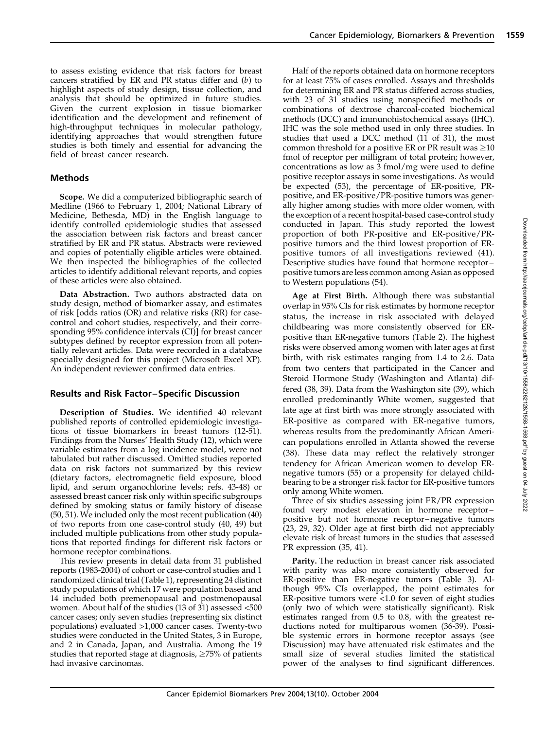to assess existing evidence that risk factors for breast cancers stratified by ER and PR status differ and (*b*) to highlight aspects of study design, tissue collection, and analysis that should be optimized in future studies. Given the current explosion in tissue biomarker identification and the development and refinement of high-throughput techniques in molecular pathology, identifying approaches that would strengthen future studies is both timely and essential for advancing the field of breast cancer research.

## Methods

**Scope.** We did a computerized bibliographic search of Medline (1966 to February 1, 2004; National Library of Medicine, Bethesda, MD) in the English language to identify controlled epidemiologic studies that assessed the association between risk factors and breast cancer stratified by ER and PR status. Abstracts were reviewed and copies of potentially eligible articles were obtained. We then inspected the bibliographies of the collected articles to identify additional relevant reports, and copies of these articles were also obtained.

**Data Abstraction.** Two authors abstracted data on study design, method of biomarker assay, and estimates of risk [odds ratios (OR) and relative risks (RR) for case-control and cohort studies, respectively, and their corresponding 95% confidence intervals (CI)] for breast cancer subtypes defined by receptor expression from all potentially relevant articles. Data were recorded in a database specially designed for this project (Microsoft Excel XP). An independent reviewer confirmed data entries.

## Results and Risk Factor–Specific Discussion

**Description of Studies.** We identified 40 relevant published reports of controlled epidemiologic investigations of tissue biomarkers in breast tumors (12-51). Findings from the Nurses' Health Study (12), which were variable estimates from a log incidence model, were not tabulated but rather discussed. Omitted studies reported data on risk factors not summarized by this review (dietary factors, electromagnetic field exposure, blood lipid, and serum organochlorine levels; refs. 43-48) or assessed breast cancer risk only within specific subgroups defined by smoking status or family history of disease (50, 51). We included only the most recent publication (40) of two reports from one case-control study (40, 49) but included multiple publications from other study populations that reported findings for different risk factors or hormone receptor combinations.

This review presents in detail data from 31 published reports (1983-2004) of cohort or case-control studies and 1 randomized clinical trial (Table 1), representing 24 distinct study populations of which 17 were population based and 14 included both premenopausal and postmenopausal women. About half of the studies (13 of 31) assessed <500 cancer cases; only seven studies (representing six distinct populations) evaluated >1,000 cancer cases. Twenty-two studies were conducted in the United States, 3 in Europe, and 2 in Canada, Japan, and Australia. Among the 19 studies that reported stage at diagnosis, ≥75% of patients had invasive carcinomas.

Half of the reports obtained data on hormone receptors for at least 75% of cases enrolled. Assays and thresholds for determining ER and PR status differed across studies, with 23 of 31 studies using nonspecified methods or combinations of dextrose charcoal-coated biochemical methods (DCC) and immunohistochemical assays (IHC). IHC was the sole method used in only three studies. In studies that used a DCC method (11 of 31), the most common threshold for a positive ER or PR result was ≥10 fmol of receptor per milligram of total protein; however, concentrations as low as 3 fmol/mg were used to define positive receptor assays in some investigations. As would be expected (53), the percentage of ER-positive, PR-positive, and ER-positive/PR-positive tumors was generally higher among studies with more older women, with the exception of a recent hospital-based case-control study conducted in Japan. This study reported the lowest proportion of both PR-positive and ER-positive/PR-positive tumors and the third lowest proportion of ER-positive tumors of all investigations reviewed (41). Descriptive studies have found that hormone receptor–positive tumors are less common among Asian as opposed to Western populations (54).

**Age at First Birth.** Although there was substantial overlap in 95% CIs for risk estimates by hormone receptor status, the increase in risk associated with delayed childbearing was more consistently observed for ER-positive than ER-negative tumors (Table 2). The highest risks were observed among women with later ages at first birth, with risk estimates ranging from 1.4 to 2.6. Data from two centers that participated in the Cancer and Steroid Hormone Study (Washington and Atlanta) differed (38, 39). Data from the Washington site (39), which enrolled predominantly White women, suggested that late age at first birth was more strongly associated with ER-positive as compared with ER-negative tumors, whereas results from the predominantly African American populations enrolled in Atlanta showed the reverse (38). These data may reflect the relatively stronger tendency for African American women to develop ER-negative tumors (55) or a propensity for delayed childbearing to be a stronger risk factor for ER-positive tumors only among White women.

Three of six studies assessing joint ER/PR expression found very modest elevation in hormone receptor–positive but not hormone receptor–negative tumors (23, 29, 32). Older age at first birth did not appreciably elevate risk of breast tumors in the studies that assessed PR expression (35, 41).

**Parity.** The reduction in breast cancer risk associated with parity was also more consistently observed for ER-positive than ER-negative tumors (Table 3). Although 95% CIs overlapped, the point estimates for ER-positive tumors were <1.0 for seven of eight studies (only two of which were statistically significant). Risk estimates ranged from 0.5 to 0.8, with the greatest reductions noted for multiparous women (36-39). Possible systemic errors in hormone receptor assays (see Discussion) may have attenuated risk estimates and the small size of several studies limited the statistical power of the analyses to find significant differences.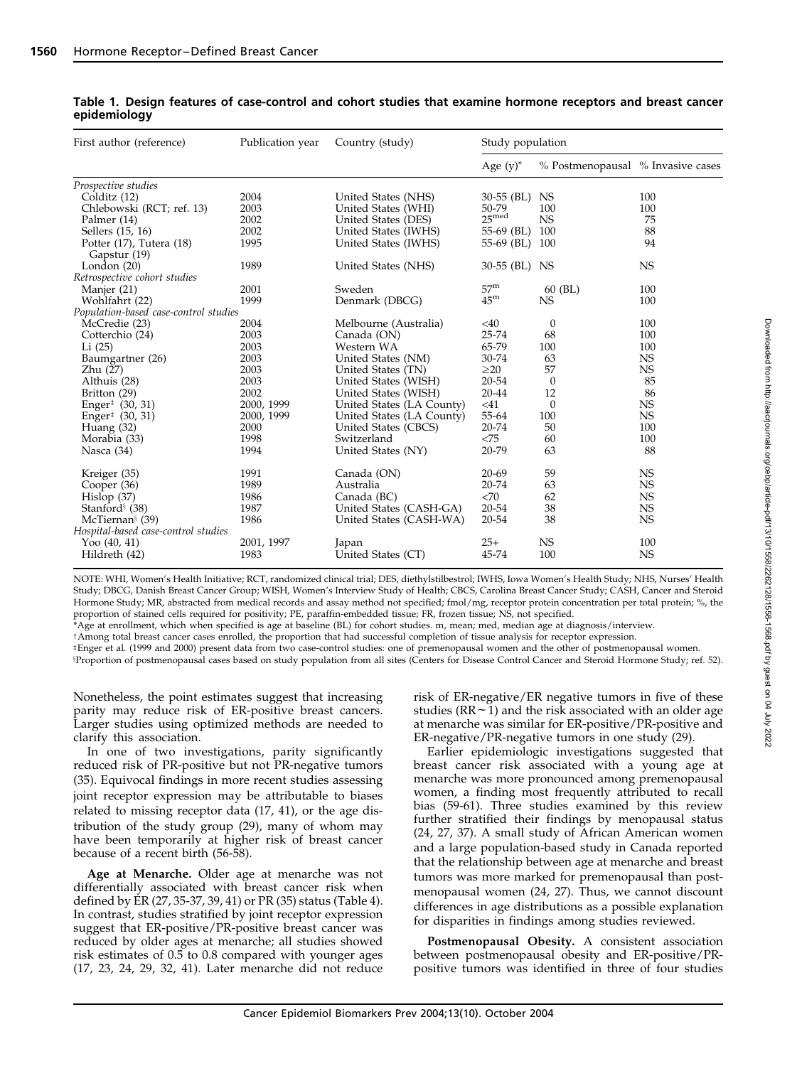**Table 1. Design features of case-control and cohort studies that examine hormone receptors and breast cancer epidemiology**

| First author (reference) | Publication year | Country (study) | Study population | | |
|---|---|---|---|---|---|
| | | | Age (y)* | % Postmenopausal | % Invasive cases |
| *Prospective studies* | | | | | |
| Colditz (12) | 2004 | United States (NHS) | 30-55 (BL) | NS | 100 |
| Chlebowski (RCT; ref. 13) | 2003 | United States (WHI) | 50-79 | 100 | 100 |
| Palmer (14) | 2002 | United States (DES) | $25^{med}$ | NS | 75 |
| Sellers (15, 16) | 2002 | United States (IWHS) | 55-69 (BL) | 100 | 88 |
| Potter (17), Tutera (18) Gapstur (19) | 1995 | United States (IWHS) | 55-69 (BL) | 100 | 94 |
| London (20) | 1989 | United States (NHS) | 30-55 (BL) | NS | NS |
| *Retrospective cohort studies* | | | | | |
| Manjer (21) | 2001 | Sweden | $57^{m}$ | 60 (BL) | 100 |
| Wohlfahrt (22) | 1999 | Denmark (DBCG) | $45^{m}$ | NS | 100 |
| *Population-based case-control studies* | | | | | |
| McCredie (23) | 2004 | Melbourne (Australia) | <40 | 0 | 100 |
| Cotterchio (24) | 2003 | Canada (ON) | 25-74 | 68 | 100 |
| Li (25) | 2003 | Western WA | 65-79 | 100 | 100 |
| Baumgartner (26) | 2003 | United States (NM) | 30-74 | 63 | NS |
| Zhu (27) | 2003 | United States (TN) | ≥20 | 57 | NS |
| Althuis (28) | 2003 | United States (WISH) | 20-54 | 0 | 85 |
| Britton (29) | 2002 | United States (WISH) | 20-44 | 12 | 86 |
| Enger[‡] (30, 31) | 2000, 1999 | United States (LA County) | <41 | 0 | NS |
| Enger[‡] (30, 31) | 2000, 1999 | United States (LA County) | 55-64 | 100 | NS |
| Huang (32) | 2000 | United States (CBCS) | 20-74 | 50 | 100 |
| Morabia (33) | 1998 | Switzerland | <75 | 60 | 100 |
| Nasca (34) | 1994 | United States (NY) | 20-79 | 63 | 88 |
| Kreiger (35) | 1991 | Canada (ON) | 20-69 | 59 | NS |
| Cooper (36) | 1989 | Australia | 20-74 | 63 | NS |
| Hislop (37) | 1986 | Canada (BC) | <70 | 62 | NS |
| Stanford[§] (38) | 1987 | United States (CASH-GA) | 20-54 | 38 | NS |
| McTiernan[§] (39) | 1986 | United States (CASH-WA) | 20-54 | 38 | NS |
| *Hospital-based case-control studies* | | | | | |
| Yoo (40, 41) | 2001, 1997 | Japan | 25+ | NS | 100 |
| Hildreth (42) | 1983 | United States (CT) | 45-74 | 100 | NS |

NOTE: WHI, Women's Health Initiative; RCT, randomized clinical trial; DES, diethylstilbestrol; IWHS, Iowa Women's Health Study; NHS, Nurses' Health Study; DBCG, Danish Breast Cancer Group; WISH, Women's Interview Study of Health; CBCS, Carolina Breast Cancer Study; CASH, Cancer and Steroid Hormone Study; MR, abstracted from medical records and assay method not specified; fmol/mg, receptor protein concentration per total protein; %, the proportion of stained cells required for positivity; PE, paraffin-embedded tissue; FR, frozen tissue; NS, not specified.

*Age at enrollment, which when specified is age at baseline (BL) for cohort studies. m, mean; med, median age at diagnosis/interview.

†Among total breast cancer cases enrolled, the proportion that had successful completion of tissue analysis for receptor expression.

‡Enger et al. (1999 and 2000) present data from two case-control studies: one of premenopausal women and the other of postmenopausal women.

§Proportion of postmenopausal cases based on study population from all sites (Centers for Disease Control Cancer and Steroid Hormone Study; ref. 52).

Nonetheless, the point estimates suggest that increasing parity may reduce risk of ER-positive breast cancers. Larger studies using optimized methods are needed to clarify this association.

In one of two investigations, parity significantly reduced risk of PR-positive but not PR-negative tumors (35). Equivocal findings in more recent studies assessing joint receptor expression may be attributable to biases related to missing receptor data (17, 41), or the age distribution of the study group (29), many of whom may have been temporarily at higher risk of breast cancer because of a recent birth (56-58).

**Age at Menarche.** Older age at menarche was not differentially associated with breast cancer risk when defined by ER (27, 35-37, 39, 41) or PR (35) status (Table 4). In contrast, studies stratified by joint receptor expression suggest that ER-positive/PR-positive breast cancer was reduced by older ages at menarche; all studies showed risk estimates of 0.5 to 0.8 compared with younger ages (17, 23, 24, 29, 32, 41). Later menarche did not reduce risk of ER-negative/ER negative tumors in five of these studies (RR ~ 1) and the risk associated with an older age at menarche was similar for ER-positive/PR-positive and ER-negative/PR-negative tumors in one study (29).

Earlier epidemiologic investigations suggested that breast cancer risk associated with a young age at menarche was more pronounced among premenopausal women, a finding most frequently attributed to recall bias (59-61). Three studies examined by this review further stratified their findings by menopausal status (24, 27, 37). A small study of African American women and a large population-based study in Canada reported that the relationship between age at menarche and breast tumors was more marked for premenopausal than postmenopausal women (24, 27). Thus, we cannot discount differences in age distributions as a possible explanation for disparities in findings among studies reviewed.

**Postmenopausal Obesity.** A consistent association between postmenopausal obesity and ER-positive/PR-positive tumors was identified in three of four studies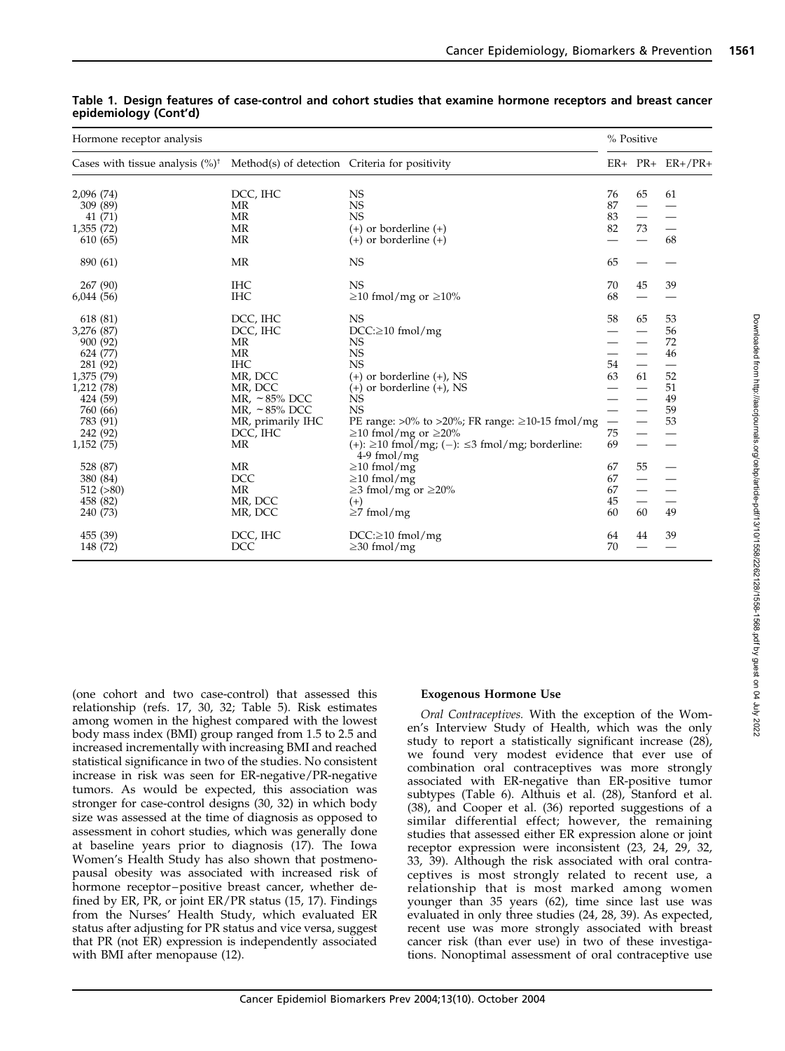**Table 1. Design features of case-control and cohort studies that examine hormone receptors and breast cancer epidemiology (Cont'd)**

| Hormone receptor analysis | | | % Positive | | |
|---|---|---|---|---|---|
| Cases with tissue analysis (%)† | Method(s) of detection | Criteria for positivity | ER+ | PR+ | ER+/PR+ |
| 2,096 (74) | DCC, IHC | NS | 76 | 65 | 61 |
| 309 (89) | MR | NS | 87 | — | — |
| 41 (71) | MR | NS | 83 | — | — |
| 1,355 (72) | MR | (+) or borderline (+) | 82 | 73 | — |
| 610 (65) | MR | (+) or borderline (+) | — | — | 68 |
| 890 (61) | MR | NS | 65 | — | — |
| 267 (90) | IHC | NS | 70 | 45 | 39 |
| 6,044 (56) | IHC | ≥10 fmol/mg or ≥10% | 68 | — | — |
| 618 (81) | DCC, IHC | NS | 58 | 65 | 53 |
| 3,276 (87) | DCC, IHC | DCC:≥10 fmol/mg | — | — | 56 |
| 900 (92) | MR | NS | — | — | 72 |
| 624 (77) | MR | NS | — | — | 46 |
| 281 (92) | IHC | NS | 54 | — | — |
| 1,375 (79) | MR, DCC | (+) or borderline (+), NS | 63 | 61 | 52 |
| 1,212 (78) | MR, DCC | (+) or borderline (+), NS | — | — | 51 |
| 424 (59) | MR, ~85% DCC | NS | — | — | 49 |
| 760 (66) | MR, ~85% DCC | NS | — | — | 59 |
| 783 (91) | MR, primarily IHC | PE range: >0% to >20%; FR range: ≥10-15 fmol/mg | — | — | 53 |
| 242 (92) | DCC, IHC | ≥10 fmol/mg or ≥20% | 75 | — | — |
| 1,152 (75) | MR | (+): ≥10 fmol/mg; (−): ≤3 fmol/mg; borderline: 4-9 fmol/mg | 69 | — | — |
| 528 (87) | MR | ≥10 fmol/mg | 67 | 55 | — |
| 380 (84) | DCC | ≥10 fmol/mg | 67 | — | — |
| 512 (>80) | MR | ≥3 fmol/mg or ≥20% | 67 | — | — |
| 458 (82) | MR, DCC | (+) | 45 | — | — |
| 240 (73) | MR, DCC | ≥7 fmol/mg | 60 | 60 | 49 |
| 455 (39) | DCC, IHC | DCC:≥10 fmol/mg | 64 | 44 | 39 |
| 148 (72) | DCC | ≥30 fmol/mg | 70 | — | — |

(one cohort and two case-control) that assessed this relationship (refs. 17, 30, 32; Table 5). Risk estimates among women in the highest compared with the lowest body mass index (BMI) group ranged from 1.5 to 2.5 and increased incrementally with increasing BMI and reached statistical significance in two of the studies. No consistent increase in risk was seen for ER-negative/PR-negative tumors. As would be expected, this association was stronger for case-control designs (30, 32) in which body size was assessed at the time of diagnosis as opposed to assessment in cohort studies, which was generally done at baseline years prior to diagnosis (17). The Iowa Women's Health Study has also shown that postmenopausal obesity was associated with increased risk of hormone receptor–positive breast cancer, whether defined by ER, PR, or joint ER/PR status (15, 17). Findings from the Nurses' Health Study, which evaluated ER status after adjusting for PR status and vice versa, suggest that PR (not ER) expression is independently associated with BMI after menopause (12).

### Exogenous Hormone Use

*Oral Contraceptives.* With the exception of the Women's Interview Study of Health, which was the only study to report a statistically significant increase (28), we found very modest evidence that ever use of combination oral contraceptives was more strongly associated with ER-negative than ER-positive tumor subtypes (Table 6). Althuis et al. (28), Stanford et al. (38), and Cooper et al. (36) reported suggestions of a similar differential effect; however, the remaining studies that assessed either ER expression alone or joint receptor expression were inconsistent (23, 24, 29, 32, 33, 39). Although the risk associated with oral contraceptives is most strongly related to recent use, a relationship that is most marked among women younger than 35 years (62), time since last use was evaluated in only three studies (24, 28, 39). As expected, recent use was more strongly associated with breast cancer risk (than ever use) in two of these investigations. Nonoptimal assessment of oral contraceptive use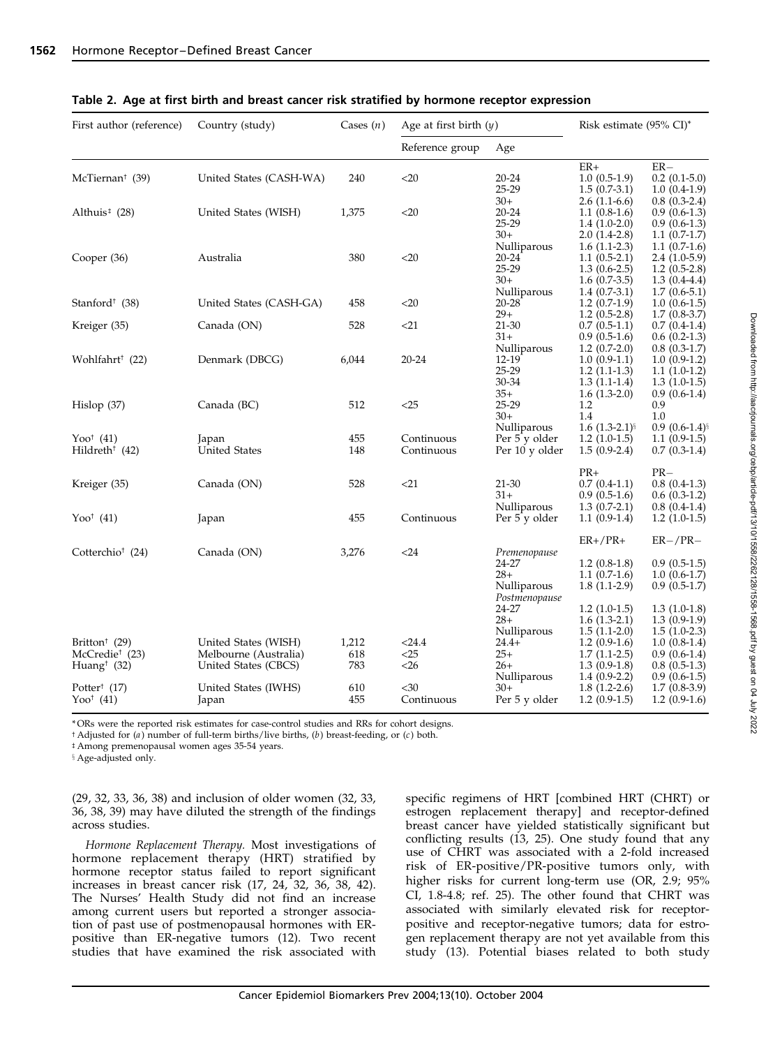**Table 2. Age at first birth and breast cancer risk stratified by hormone receptor expression**

| First author (reference) | Country (study) | Cases (*n*) | Age at first birth (*y*) | | Risk estimate (95% CI)* | |
|---|---|---|---|---|---|---|
| | | | Reference group | Age | | |
| | | | | | ER+ | ER− |
| McTiernan† (39) | United States (CASH-WA) | 240 | <20 | 20-24 | 1.0 (0.5-1.9) | 0.2 (0.1-5.0) |
| | | | | 25-29 | 1.5 (0.7-3.1) | 1.0 (0.4-1.9) |
| | | | | 30+ | 2.6 (1.1-6.6) | 0.8 (0.3-2.4) |
| Althuis‡ (28) | United States (WISH) | 1,375 | <20 | 20-24 | 1.1 (0.8-1.6) | 0.9 (0.6-1.3) |
| | | | | 25-29 | 1.4 (1.0-2.0) | 0.9 (0.6-1.3) |
| | | | | 30+ | 2.0 (1.4-2.8) | 1.1 (0.7-1.7) |
| | | | | Nulliparous | 1.6 (1.1-2.3) | 1.1 (0.7-1.6) |
| Cooper (36) | Australia | 380 | <20 | 20-24 | 1.1 (0.5-2.1) | 2.4 (1.0-5.9) |
| | | | | 25-29 | 1.3 (0.6-2.5) | 1.2 (0.5-2.8) |
| | | | | 30+ | 1.6 (0.7-3.5) | 1.3 (0.4-4.4) |
| | | | | Nulliparous | 1.4 (0.7-3.1) | 1.7 (0.6-5.1) |
| Stanford† (38) | United States (CASH-GA) | 458 | <20 | 20-28 | 1.2 (0.7-1.9) | 1.0 (0.6-1.5) |
| | | | | 29+ | 1.2 (0.5-2.8) | 1.7 (0.8-3.7) |
| Kreiger (35) | Canada (ON) | 528 | <21 | 21-30 | 0.7 (0.5-1.1) | 0.7 (0.4-1.4) |
| | | | | 31+ | 0.9 (0.5-1.6) | 0.6 (0.2-1.3) |
| | | | | Nulliparous | 1.2 (0.7-2.0) | 0.8 (0.3-1.7) |
| Wohlfahrt† (22) | Denmark (DBCG) | 6,044 | 20-24 | 12-19 | 1.0 (0.9-1.1) | 1.0 (0.9-1.2) |
| | | | | 25-29 | 1.2 (1.1-1.3) | 1.1 (1.0-1.2) |
| | | | | 30-34 | 1.3 (1.1-1.4) | 1.3 (1.0-1.5) |
| | | | | 35+ | 1.6 (1.3-2.0) | 0.9 (0.6-1.4) |
| Hislop (37) | Canada (BC) | 512 | <25 | 25-29 | 1.2 | 0.9 |
| | | | | 30+ | 1.4 | 1.0 |
| | | | | Nulliparous | 1.6 (1.3-2.1)§ | 0.9 (0.6-1.4)§ |
| Yoo† (41) | Japan | 455 | Continuous | Per 5 y older | 1.2 (1.0-1.5) | 1.1 (0.9-1.5) |
| Hildreth† (42) | United States | 148 | Continuous | Per 10 y older | 1.5 (0.9-2.4) | 0.7 (0.3-1.4) |
| | | | | | PR+ | PR− |
| Kreiger (35) | Canada (ON) | 528 | <21 | 21-30 | 0.7 (0.4-1.1) | 0.8 (0.4-1.3) |
| | | | | 31+ | 0.9 (0.5-1.6) | 0.6 (0.3-1.2) |
| | | | | Nulliparous | 1.3 (0.7-2.1) | 0.8 (0.4-1.4) |
| Yoo† (41) | Japan | 455 | Continuous | Per 5 y older | 1.1 (0.9-1.4) | 1.2 (1.0-1.5) |
| | | | | | ER+/PR+ | ER−/PR− |
| Cotterchio† (24) | Canada (ON) | 3,276 | <24 | *Premenopause* | | |
| | | | | 24-27 | 1.2 (0.8-1.8) | 0.9 (0.5-1.5) |
| | | | | 28+ | 1.1 (0.7-1.6) | 1.0 (0.6-1.7) |
| | | | | Nulliparous | 1.8 (1.1-2.9) | 0.9 (0.5-1.7) |
| | | | | *Postmenopause* | | |
| | | | | 24-27 | 1.2 (1.0-1.5) | 1.3 (1.0-1.8) |
| | | | | 28+ | 1.6 (1.3-2.1) | 1.3 (0.9-1.9) |
| | | | | Nulliparous | 1.5 (1.1-2.0) | 1.5 (1.0-2.3) |
| Britton† (29) | United States (WISH) | 1,212 | <24.4 | 24.4+ | 1.2 (0.9-1.6) | 1.0 (0.8-1.4) |
| McCredie† (23) | Melbourne (Australia) | 618 | <25 | 25+ | 1.7 (1.1-2.5) | 0.9 (0.6-1.4) |
| Huang† (32) | United States (CBCS) | 783 | <26 | 26+ | 1.3 (0.9-1.8) | 0.8 (0.5-1.3) |
| | | | | Nulliparous | 1.4 (0.9-2.2) | 0.9 (0.6-1.5) |
| Potter† (17) | United States (IWHS) | 610 | <30 | 30+ | 1.8 (1.2-2.6) | 1.7 (0.8-3.9) |
| Yoo† (41) | Japan | 455 | Continuous | Per 5 y older | 1.2 (0.9-1.5) | 1.2 (0.9-1.6) |

*ORs were the reported risk estimates for case-control studies and RRs for cohort designs.
† Adjusted for (*a*) number of full-term births/live births, (*b*) breast-feeding, or (*c*) both.
‡ Among premenopausal women ages 35-54 years.
§ Age-adjusted only.

(29, 32, 33, 36, 38) and inclusion of older women (32, 33, 36, 38, 39) may have diluted the strength of the findings across studies.

*Hormone Replacement Therapy.* Most investigations of hormone replacement therapy (HRT) stratified by hormone receptor status failed to report significant increases in breast cancer risk (17, 24, 32, 36, 38, 42). The Nurses' Health Study did not find an increase among current users but reported a stronger association of past use of postmenopausal hormones with ER-positive than ER-negative tumors (12). Two recent studies that have examined the risk associated with specific regimens of HRT [combined HRT (CHRT) or estrogen replacement therapy] and receptor-defined breast cancer have yielded statistically significant but conflicting results (13, 25). One study found that any use of CHRT was associated with a 2-fold increased risk of ER-positive/PR-positive tumors only, with higher risks for current long-term use (OR, 2.9; 95% CI, 1.8-4.8; ref. 25). The other found that CHRT was associated with similarly elevated risk for receptor-positive and receptor-negative tumors; data for estrogen replacement therapy are not yet available from this study (13). Potential biases related to both study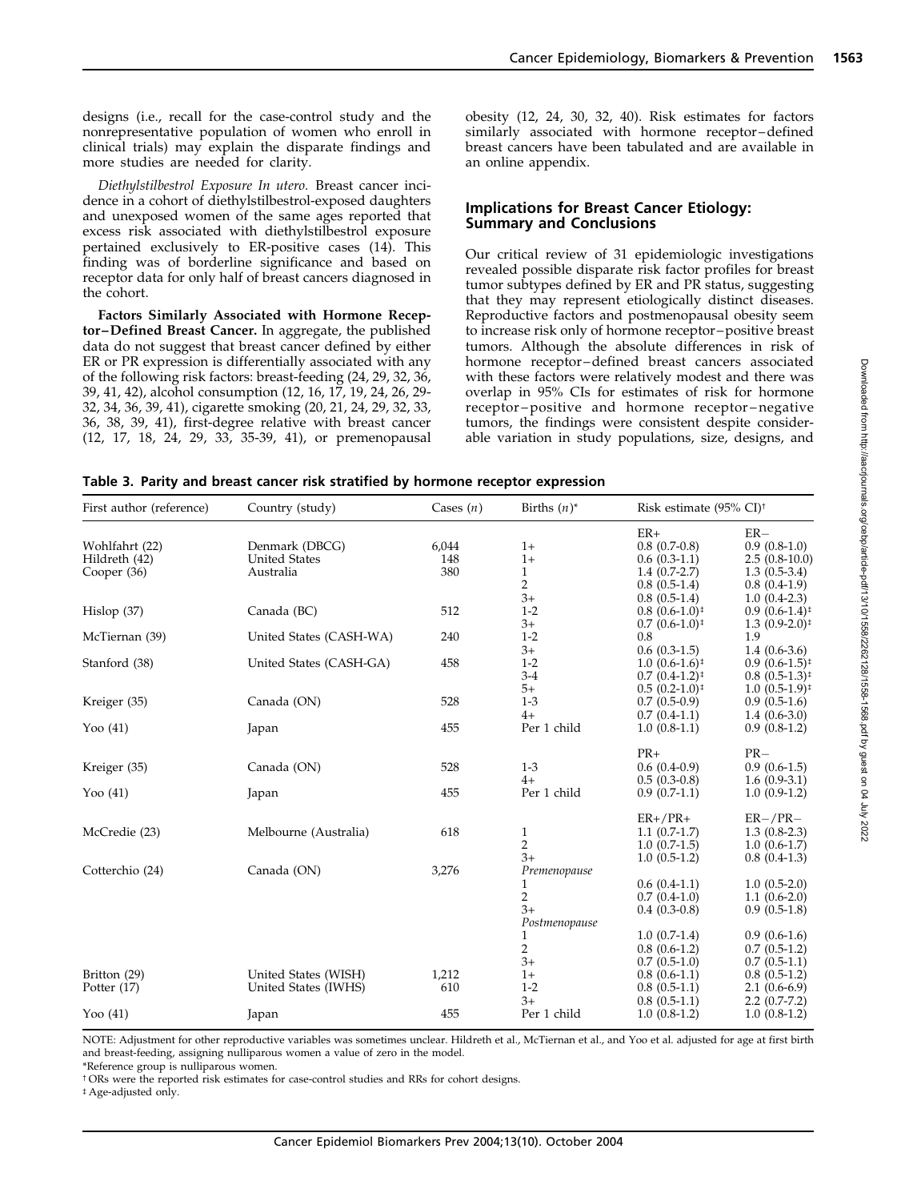designs (i.e., recall for the case-control study and the nonrepresentative population of women who enroll in clinical trials) may explain the disparate findings and more studies are needed for clarity.

*Diethylstilbestrol Exposure In utero.* Breast cancer incidence in a cohort of diethylstilbestrol-exposed daughters and unexposed women of the same ages reported that excess risk associated with diethylstilbestrol exposure pertained exclusively to ER-positive cases (14). This finding was of borderline significance and based on receptor data for only half of breast cancers diagnosed in the cohort.

**Factors Similarly Associated with Hormone Receptor–Defined Breast Cancer.** In aggregate, the published data do not suggest that breast cancer defined by either ER or PR expression is differentially associated with any of the following risk factors: breast-feeding (24, 29, 32, 36, 39, 41, 42), alcohol consumption (12, 16, 17, 19, 24, 26, 29-32, 34, 36, 39, 41), cigarette smoking (20, 21, 24, 29, 32, 33, 36, 38, 39, 41), first-degree relative with breast cancer (12, 17, 18, 24, 29, 33, 35-39, 41), or premenopausal obesity (12, 24, 30, 32, 40). Risk estimates for factors similarly associated with hormone receptor–defined breast cancers have been tabulated and are available in an online appendix.

## Implications for Breast Cancer Etiology: Summary and Conclusions

Our critical review of 31 epidemiologic investigations revealed possible disparate risk factor profiles for breast tumor subtypes defined by ER and PR status, suggesting that they may represent etiologically distinct diseases. Reproductive factors and postmenopausal obesity seem to increase risk only of hormone receptor–positive breast tumors. Although the absolute differences in risk of hormone receptor–defined breast cancers associated with these factors were relatively modest and there was overlap in 95% CIs for estimates of risk for hormone receptor–positive and hormone receptor–negative tumors, the findings were consistent despite considerable variation in study populations, size, designs, and

**Table 3. Parity and breast cancer risk stratified by hormone receptor expression**

| First author (reference) | Country (study) | Cases ($n$) | Births ($n$)* | Risk estimate (95% CI)† | |
|---|---|---|---|---|---|
| | | | | ER+ | ER− |
| Wohlfahrt (22) | Denmark (DBCG) | 6,044 | 1+ | 0.8 (0.7-0.8) | 0.9 (0.8-1.0) |
| Hildreth (42) | United States | 148 | 1+ | 0.6 (0.3-1.1) | 2.5 (0.8-10.0) |
| Cooper (36) | Australia | 380 | 1 | 1.4 (0.7-2.7) | 1.3 (0.5-3.4) |
| | | | 2 | 0.8 (0.5-1.4) | 0.8 (0.4-1.9) |
| | | | 3+ | 0.8 (0.5-1.4) | 1.0 (0.4-2.3) |
| Hislop (37) | Canada (BC) | 512 | 1-2 | 0.8 (0.6-1.0)‡ | 0.9 (0.6-1.4)‡ |
| | | | 3+ | 0.7 (0.6-1.0)‡ | 1.3 (0.9-2.0)‡ |
| McTiernan (39) | United States (CASH-WA) | 240 | 1-2 | 0.8 | 1.9 |
| | | | 3+ | 0.6 (0.3-1.5) | 1.4 (0.6-3.6) |
| Stanford (38) | United States (CASH-GA) | 458 | 1-2 | 1.0 (0.6-1.6)‡ | 0.9 (0.6-1.5)‡ |
| | | | 3-4 | 0.7 (0.4-1.2)‡ | 0.8 (0.5-1.3)‡ |
| | | | 5+ | 0.5 (0.2-1.0)‡ | 1.0 (0.5-1.9)‡ |
| Kreiger (35) | Canada (ON) | 528 | 1-3 | 0.7 (0.5-0.9) | 0.9 (0.5-1.6) |
| | | | 4+ | 0.7 (0.4-1.1) | 1.4 (0.6-3.0) |
| Yoo (41) | Japan | 455 | Per 1 child | 1.0 (0.8-1.1) | 0.9 (0.8-1.2) |
| | | | | PR+ | PR− |
| Kreiger (35) | Canada (ON) | 528 | 1-3 | 0.6 (0.4-0.9) | 0.9 (0.6-1.5) |
| | | | 4+ | 0.5 (0.3-0.8) | 1.6 (0.9-3.1) |
| Yoo (41) | Japan | 455 | Per 1 child | 0.9 (0.7-1.1) | 1.0 (0.9-1.2) |
| | | | | ER+/PR+ | ER−/PR− |
| McCredie (23) | Melbourne (Australia) | 618 | 1 | 1.1 (0.7-1.7) | 1.3 (0.8-2.3) |
| | | | 2 | 1.0 (0.7-1.5) | 1.0 (0.6-1.7) |
| | | | 3+ | 1.0 (0.5-1.2) | 0.8 (0.4-1.3) |
| Cotterchio (24) | Canada (ON) | 3,276 | *Premenopause* | | |
| | | | 1 | 0.6 (0.4-1.1) | 1.0 (0.5-2.0) |
| | | | 2 | 0.7 (0.4-1.0) | 1.1 (0.6-2.0) |
| | | | 3+ | 0.4 (0.3-0.8) | 0.9 (0.5-1.8) |
| | | | *Postmenopause* | | |
| | | | 1 | 1.0 (0.7-1.4) | 0.9 (0.6-1.6) |
| | | | 2 | 0.8 (0.6-1.2) | 0.7 (0.5-1.2) |
| | | | 3+ | 0.7 (0.5-1.0) | 0.7 (0.5-1.1) |
| Britton (29) | United States (WISH) | 1,212 | 1+ | 0.8 (0.6-1.1) | 0.8 (0.5-1.2) |
| Potter (17) | United States (IWHS) | 610 | 1-2 | 0.8 (0.5-1.1) | 2.1 (0.6-6.9) |
| | | | 3+ | 0.8 (0.5-1.1) | 2.2 (0.7-7.2) |
| Yoo (41) | Japan | 455 | Per 1 child | 1.0 (0.8-1.2) | 1.0 (0.8-1.2) |

NOTE: Adjustment for other reproductive variables was sometimes unclear. Hildreth et al., McTiernan et al., and Yoo et al. adjusted for age at first birth and breast-feeding, assigning nulliparous women a value of zero in the model.

*Reference group is nulliparous women.

† ORs were the reported risk estimates for case-control studies and RRs for cohort designs.

‡ Age-adjusted only.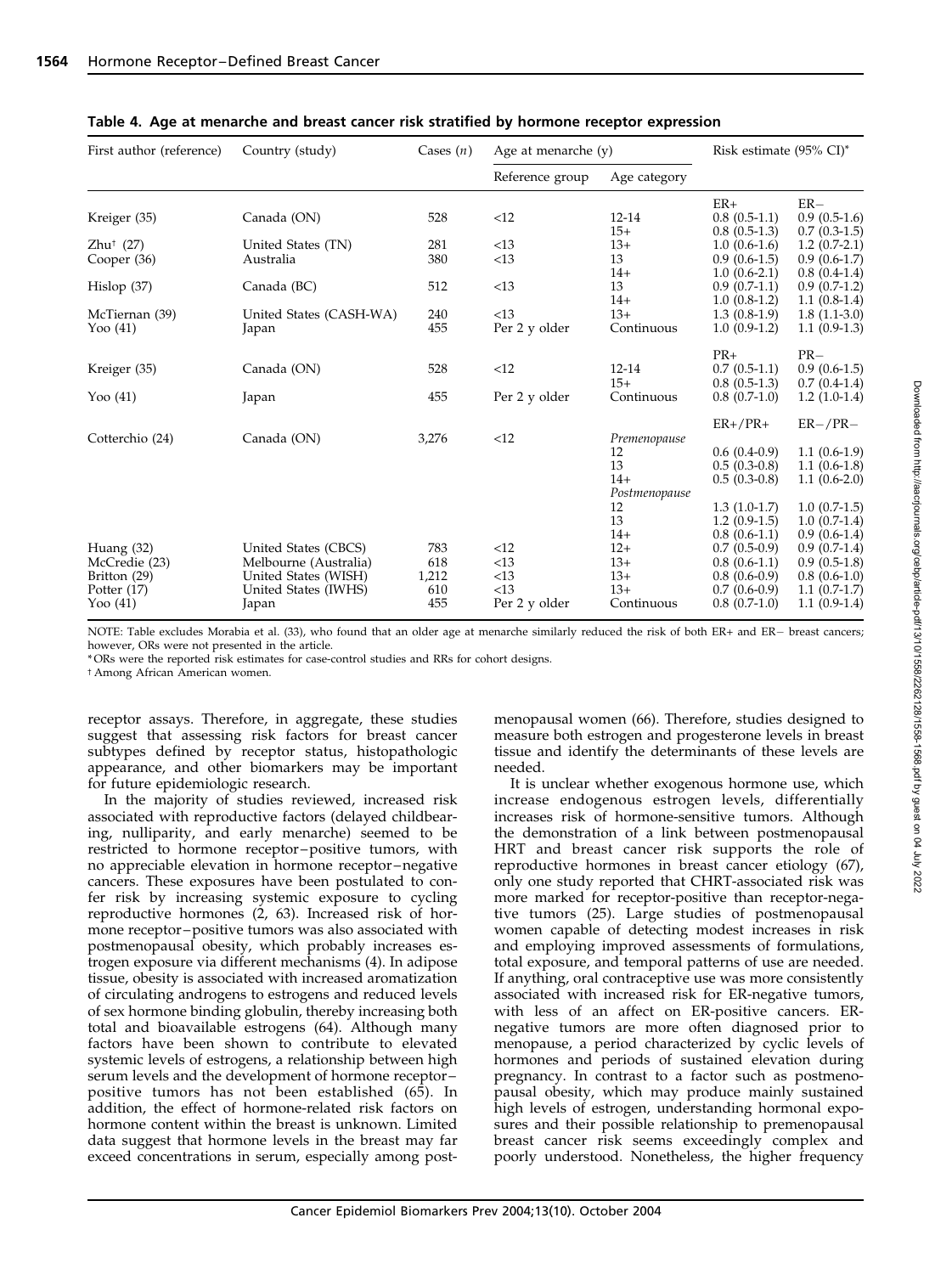**Table 4. Age at menarche and breast cancer risk stratified by hormone receptor expression**

| First author (reference) | Country (study) | Cases (n) | Age at menarche (y) | | Risk estimate (95% CI)* | |
|---|---|---|---|---|---|---|
| | | | Reference group | Age category | | |
| | | | | | ER+ | ER− |
| Kreiger (35) | Canada (ON) | 528 | <12 | 12-14 | 0.8 (0.5-1.1) | 0.9 (0.5-1.6) |
| | | | | 15+ | 0.8 (0.5-1.3) | 0.7 (0.3-1.5) |
| Zhu† (27) | United States (TN) | 281 | <13 | 13+ | 1.0 (0.6-1.6) | 1.2 (0.7-2.1) |
| Cooper (36) | Australia | 380 | <13 | 13 | 0.9 (0.6-1.5) | 0.9 (0.6-1.7) |
| | | | | 14+ | 1.0 (0.6-2.1) | 0.8 (0.4-1.4) |
| Hislop (37) | Canada (BC) | 512 | <13 | 13 | 0.9 (0.7-1.1) | 0.9 (0.7-1.2) |
| | | | | 14+ | 1.0 (0.8-1.2) | 1.1 (0.8-1.4) |
| McTiernan (39) | United States (CASH-WA) | 240 | <13 | 13+ | 1.3 (0.8-1.9) | 1.8 (1.1-3.0) |
| Yoo (41) | Japan | 455 | Per 2 y older | Continuous | 1.0 (0.9-1.2) | 1.1 (0.9-1.3) |
| | | | | | PR+ | PR− |
| Kreiger (35) | Canada (ON) | 528 | <12 | 12-14 | 0.7 (0.5-1.1) | 0.9 (0.6-1.5) |
| | | | | 15+ | 0.8 (0.5-1.3) | 0.7 (0.4-1.4) |
| Yoo (41) | Japan | 455 | Per 2 y older | Continuous | 0.8 (0.7-1.0) | 1.2 (1.0-1.4) |
| | | | | | ER+/PR+ | ER−/PR− |
| Cotterchio (24) | Canada (ON) | 3,276 | <12 | *Premenopause* | | |
| | | | | 12 | 0.6 (0.4-0.9) | 1.1 (0.6-1.9) |
| | | | | 13 | 0.5 (0.3-0.8) | 1.1 (0.6-1.8) |
| | | | | 14+ | 0.5 (0.3-0.8) | 1.1 (0.6-2.0) |
| | | | | *Postmenopause* | | |
| | | | | 12 | 1.3 (1.0-1.7) | 1.0 (0.7-1.5) |
| | | | | 13 | 1.2 (0.9-1.5) | 1.0 (0.7-1.4) |
| | | | | 14+ | 0.8 (0.6-1.1) | 0.9 (0.6-1.4) |
| Huang (32) | United States (CBCS) | 783 | <12 | 12+ | 0.7 (0.5-0.9) | 0.9 (0.7-1.4) |
| McCredie (23) | Melbourne (Australia) | 618 | <13 | 13+ | 0.8 (0.6-1.1) | 0.9 (0.5-1.8) |
| Britton (29) | United States (WISH) | 1,212 | <13 | 13+ | 0.8 (0.6-0.9) | 0.8 (0.6-1.0) |
| Potter (17) | United States (IWHS) | 610 | <13 | 13+ | 0.7 (0.6-0.9) | 1.1 (0.7-1.7) |
| Yoo (41) | Japan | 455 | Per 2 y older | Continuous | 0.8 (0.7-1.0) | 1.1 (0.9-1.4) |

NOTE: Table excludes Morabia et al. (33), who found that an older age at menarche similarly reduced the risk of both ER+ and ER− breast cancers; however, ORs were not presented in the article.
*ORs were the reported risk estimates for case-control studies and RRs for cohort designs.
†Among African American women.

receptor assays. Therefore, in aggregate, these studies suggest that assessing risk factors for breast cancer subtypes defined by receptor status, histopathologic appearance, and other biomarkers may be important for future epidemiologic research.

In the majority of studies reviewed, increased risk associated with reproductive factors (delayed childbearing, nulliparity, and early menarche) seemed to be restricted to hormone receptor–positive tumors, with no appreciable elevation in hormone receptor–negative cancers. These exposures have been postulated to confer risk by increasing systemic exposure to cycling reproductive hormones (2, 63). Increased risk of hormone receptor–positive tumors was also associated with postmenopausal obesity, which probably increases estrogen exposure via different mechanisms (4). In adipose tissue, obesity is associated with increased aromatization of circulating androgens to estrogens and reduced levels of sex hormone binding globulin, thereby increasing both total and bioavailable estrogens (64). Although many factors have been shown to contribute to elevated systemic levels of estrogens, a relationship between high serum levels and the development of hormone receptor–positive tumors has not been established (65). In addition, the effect of hormone-related risk factors on hormone content within the breast is unknown. Limited data suggest that hormone levels in the breast may far exceed concentrations in serum, especially among postmenopausal women (66). Therefore, studies designed to measure both estrogen and progesterone levels in breast tissue and identify the determinants of these levels are needed.

It is unclear whether exogenous hormone use, which increase endogenous estrogen levels, differentially increases risk of hormone-sensitive tumors. Although the demonstration of a link between postmenopausal HRT and breast cancer risk supports the role of reproductive hormones in breast cancer etiology (67), only one study reported that CHRT-associated risk was more marked for receptor-positive than receptor-negative tumors (25). Large studies of postmenopausal women capable of detecting modest increases in risk and employing improved assessments of formulations, total exposure, and temporal patterns of use are needed. If anything, oral contraceptive use was more consistently associated with increased risk for ER-negative tumors, with less of an affect on ER-positive cancers. ER-negative tumors are more often diagnosed prior to menopause, a period characterized by cyclic levels of hormones and periods of sustained elevation during pregnancy. In contrast to a factor such as postmenopausal obesity, which may produce mainly sustained high levels of estrogen, understanding hormonal exposures and their possible relationship to premenopausal breast cancer risk seems exceedingly complex and poorly understood. Nonetheless, the higher frequency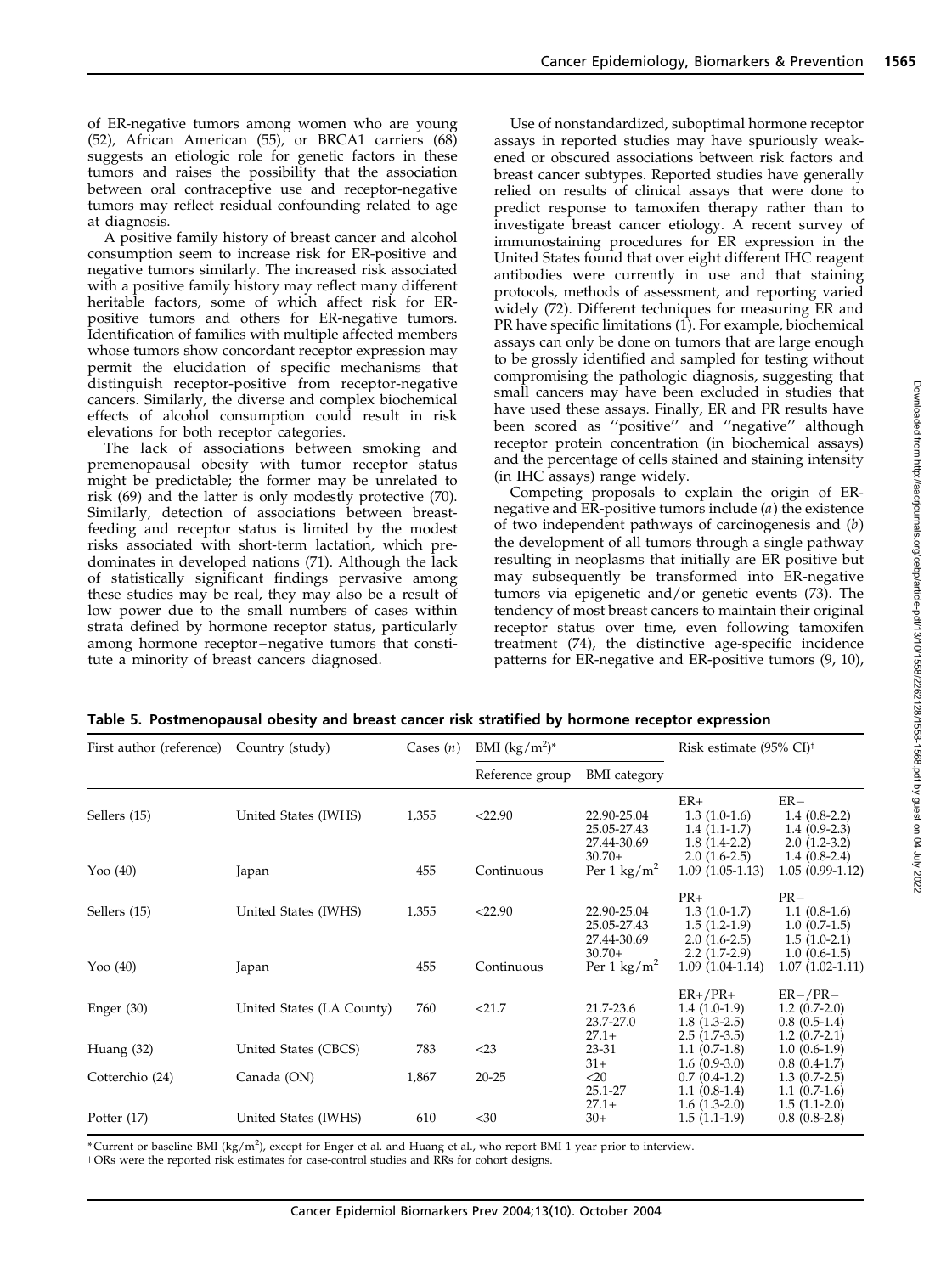of ER-negative tumors among women who are young (52), African American (55), or BRCA1 carriers (68) suggests an etiologic role for genetic factors in these tumors and raises the possibility that the association between oral contraceptive use and receptor-negative tumors may reflect residual confounding related to age at diagnosis.

A positive family history of breast cancer and alcohol consumption seem to increase risk for ER-positive and negative tumors similarly. The increased risk associated with a positive family history may reflect many different heritable factors, some of which affect risk for ER-positive tumors and others for ER-negative tumors. Identification of families with multiple affected members whose tumors show concordant receptor expression may permit the elucidation of specific mechanisms that distinguish receptor-positive from receptor-negative cancers. Similarly, the diverse and complex biochemical effects of alcohol consumption could result in risk elevations for both receptor categories.

The lack of associations between smoking and premenopausal obesity with tumor receptor status might be predictable; the former may be unrelated to risk (69) and the latter is only modestly protective (70). Similarly, detection of associations between breast-feeding and receptor status is limited by the modest risks associated with short-term lactation, which predominates in developed nations (71). Although the lack of statistically significant findings pervasive among these studies may be real, they may also be a result of low power due to the small numbers of cases within strata defined by hormone receptor status, particularly among hormone receptor–negative tumors that constitute a minority of breast cancers diagnosed.

Use of nonstandardized, suboptimal hormone receptor assays in reported studies may have spuriously weakened or obscured associations between risk factors and breast cancer subtypes. Reported studies have generally relied on results of clinical assays that were done to predict response to tamoxifen therapy rather than to investigate breast cancer etiology. A recent survey of immunostaining procedures for ER expression in the United States found that over eight different IHC reagent antibodies were currently in use and that staining protocols, methods of assessment, and reporting varied widely (72). Different techniques for measuring ER and PR have specific limitations (1). For example, biochemical assays can only be done on tumors that are large enough to be grossly identified and sampled for testing without compromising the pathologic diagnosis, suggesting that small cancers may have been excluded in studies that have used these assays. Finally, ER and PR results have been scored as ''positive'' and ''negative'' although receptor protein concentration (in biochemical assays) and the percentage of cells stained and staining intensity (in IHC assays) range widely.

Competing proposals to explain the origin of ER-negative and ER-positive tumors include (*a*) the existence of two independent pathways of carcinogenesis and (*b*) the development of all tumors through a single pathway resulting in neoplasms that initially are ER positive but may subsequently be transformed into ER-negative tumors via epigenetic and/or genetic events (73). The tendency of most breast cancers to maintain their original receptor status over time, even following tamoxifen treatment (74), the distinctive age-specific incidence patterns for ER-negative and ER-positive tumors (9, 10),

**Table 5. Postmenopausal obesity and breast cancer risk stratified by hormone receptor expression**

| First author (reference) | Country (study) | Cases (*n*) | BMI ($kg/m^2$)* | | Risk estimate (95% CI)† | |
|---|---|---|---|---|---|---|
| | | | Reference group | BMI category | | |
| | | | | | ER+ | ER− |
| Sellers (15) | United States (IWHS) | 1,355 | <22.90 | 22.90-25.04 | 1.3 (1.0-1.6) | 1.4 (0.8-2.2) |
| | | | | 25.05-27.43 | 1.4 (1.1-1.7) | 1.4 (0.9-2.3) |
| | | | | 27.44-30.69 | 1.8 (1.4-2.2) | 2.0 (1.2-3.2) |
| | | | | 30.70+ | 2.0 (1.6-2.5) | 1.4 (0.8-2.4) |
| Yoo (40) | Japan | 455 | Continuous | Per 1 $kg/m^2$ | 1.09 (1.05-1.13) | 1.05 (0.99-1.12) |
| | | | | | PR+ | PR− |
| Sellers (15) | United States (IWHS) | 1,355 | <22.90 | 22.90-25.04 | 1.3 (1.0-1.7) | 1.1 (0.8-1.6) |
| | | | | 25.05-27.43 | 1.5 (1.2-1.9) | 1.0 (0.7-1.5) |
| | | | | 27.44-30.69 | 2.0 (1.6-2.5) | 1.5 (1.0-2.1) |
| | | | | 30.70+ | 2.2 (1.7-2.9) | 1.0 (0.6-1.5) |
| Yoo (40) | Japan | 455 | Continuous | Per 1 $kg/m^2$ | 1.09 (1.04-1.14) | 1.07 (1.02-1.11) |
| | | | | | ER+/PR+ | ER−/PR− |
| Enger (30) | United States (LA County) | 760 | <21.7 | 21.7-23.6 | 1.4 (1.0-1.9) | 1.2 (0.7-2.0) |
| | | | | 23.7-27.0 | 1.8 (1.3-2.5) | 0.8 (0.5-1.4) |
| | | | | 27.1+ | 2.5 (1.7-3.5) | 1.2 (0.7-2.1) |
| Huang (32) | United States (CBCS) | 783 | <23 | 23-31 | 1.1 (0.7-1.8) | 1.0 (0.6-1.9) |
| | | | | 31+ | 1.6 (0.9-3.0) | 0.8 (0.4-1.7) |
| Cotterchio (24) | Canada (ON) | 1,867 | 20-25 | <20 | 0.7 (0.4-1.2) | 1.3 (0.7-2.5) |
| | | | | 25.1-27 | 1.1 (0.8-1.4) | 1.1 (0.7-1.6) |
| | | | | 27.1+ | 1.6 (1.3-2.0) | 1.5 (1.1-2.0) |
| Potter (17) | United States (IWHS) | 610 | <30 | 30+ | 1.5 (1.1-1.9) | 0.8 (0.8-2.8) |

*Current or baseline BMI ($kg/m^2$), except for Enger et al. and Huang et al., who report BMI 1 year prior to interview.

†ORs were the reported risk estimates for case-control studies and RRs for cohort designs.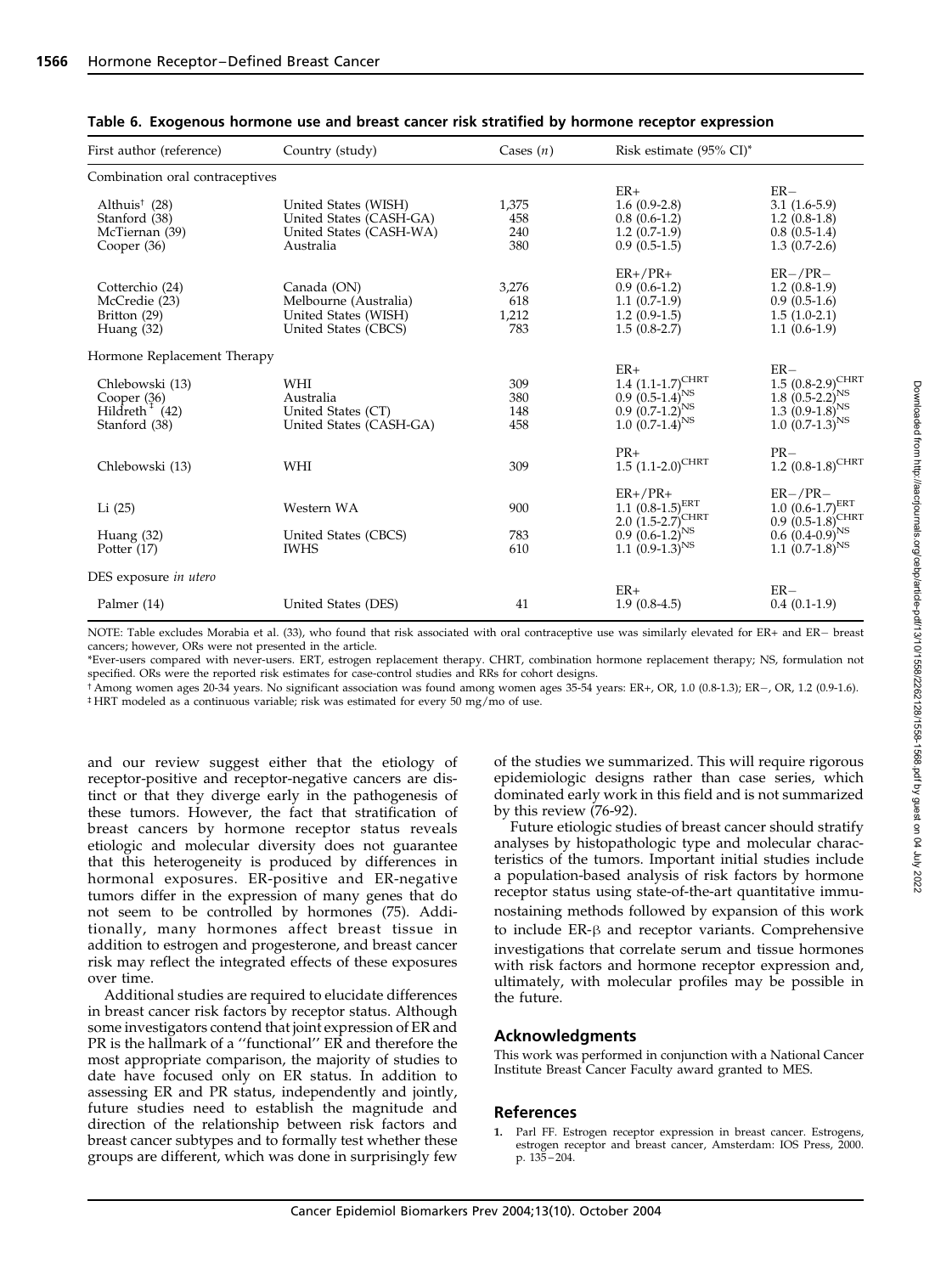**Table 6. Exogenous hormone use and breast cancer risk stratified by hormone receptor expression**

| First author (reference) | Country (study) | Cases (*n*) | Risk estimate (95% CI)* | |
|---|---|---|---|---|
| Combination oral contraceptives | | | | |
| | | | ER+ | ER− |
| Althuis† (28) | United States (WISH) | 1,375 | 1.6 (0.9-2.8) | 3.1 (1.6-5.9) |
| Stanford (38) | United States (CASH-GA) | 458 | 0.8 (0.6-1.2) | 1.2 (0.8-1.8) |
| McTiernan (39) | United States (CASH-WA) | 240 | 1.2 (0.7-1.9) | 0.8 (0.5-1.4) |
| Cooper (36) | Australia | 380 | 0.9 (0.5-1.5) | 1.3 (0.7-2.6) |
| | | | ER+/PR+ | ER−/PR− |
| Cotterchio (24) | Canada (ON) | 3,276 | 0.9 (0.6-1.2) | 1.2 (0.8-1.9) |
| McCredie (23) | Melbourne (Australia) | 618 | 1.1 (0.7-1.9) | 0.9 (0.5-1.6) |
| Britton (29) | United States (WISH) | 1,212 | 1.2 (0.9-1.5) | 1.5 (1.0-2.1) |
| Huang (32) | United States (CBCS) | 783 | 1.5 (0.8-2.7) | 1.1 (0.6-1.9) |
| Hormone Replacement Therapy | | | | |
| | | | ER+ | ER− |
| Chlebowski (13) | WHI | 309 | 1.4 (1.1-1.7)[CHRT] | 1.5 (0.8-2.9)[CHRT] |
| Cooper (36) | Australia | 380 | 0.9 (0.5-1.4)[NS] | 1.8 (0.5-2.2)[NS] |
| Hildreth‡ (42) | United States (CT) | 148 | 0.9 (0.7-1.2)[NS] | 1.3 (0.9-1.8)[NS] |
| Stanford (38) | United States (CASH-GA) | 458 | 1.0 (0.7-1.4)[NS] | 1.0 (0.7-1.3)[NS] |
| | | | PR+ | PR− |
| Chlebowski (13) | WHI | 309 | 1.5 (1.1-2.0)[CHRT] | 1.2 (0.8-1.8)[CHRT] |
| | | | ER+/PR+ | ER−/PR− |
| Li (25) | Western WA | 900 | 1.1 (0.8-1.5)[ERT] | 1.0 (0.6-1.7)[ERT] |
| | | | 2.0 (1.5-2.7)[CHRT] | 0.9 (0.5-1.8)[CHRT] |
| Huang (32) | United States (CBCS) | 783 | 0.9 (0.6-1.2)[NS] | 0.6 (0.4-0.9)[NS] |
| Potter (17) | IWHS | 610 | 1.1 (0.9-1.3)[NS] | 1.1 (0.7-1.8)[NS] |
| DES exposure *in utero* | | | | |
| | | | ER+ | ER− |
| Palmer (14) | United States (DES) | 41 | 1.9 (0.8-4.5) | 0.4 (0.1-1.9) |

NOTE: Table excludes Morabia et al. (33), who found that risk associated with oral contraceptive use was similarly elevated for ER+ and ER− breast cancers; however, ORs were not presented in the article.

*Ever-users compared with never-users. ERT, estrogen replacement therapy. CHRT, combination hormone replacement therapy; NS, formulation not specified. ORs were the reported risk estimates for case-control studies and RRs for cohort designs.

† Among women ages 20-34 years. No significant association was found among women ages 35-54 years: ER+, OR, 1.0 (0.8-1.3); ER−, OR, 1.2 (0.9-1.6).

‡ HRT modeled as a continuous variable; risk was estimated for every 50 mg/mo of use.

and our review suggest either that the etiology of receptor-positive and receptor-negative cancers are distinct or that they diverge early in the pathogenesis of these tumors. However, the fact that stratification of breast cancers by hormone receptor status reveals etiologic and molecular diversity does not guarantee that this heterogeneity is produced by differences in hormonal exposures. ER-positive and ER-negative tumors differ in the expression of many genes that do not seem to be controlled by hormones (75). Additionally, many hormones affect breast tissue in addition to estrogen and progesterone, and breast cancer risk may reflect the integrated effects of these exposures over time.

Additional studies are required to elucidate differences in breast cancer risk factors by receptor status. Although some investigators contend that joint expression of ER and PR is the hallmark of a ''functional'' ER and therefore the most appropriate comparison, the majority of studies to date have focused only on ER status. In addition to assessing ER and PR status, independently and jointly, future studies need to establish the magnitude and direction of the relationship between risk factors and breast cancer subtypes and to formally test whether these groups are different, which was done in surprisingly few of the studies we summarized. This will require rigorous epidemiologic designs rather than case series, which dominated early work in this field and is not summarized by this review (76-92).

Future etiologic studies of breast cancer should stratify analyses by histopathologic type and molecular characteristics of the tumors. Important initial studies include a population-based analysis of risk factors by hormone receptor status using state-of-the-art quantitative immunostaining methods followed by expansion of this work to include ER-β and receptor variants. Comprehensive investigations that correlate serum and tissue hormones with risk factors and hormone receptor expression and, ultimately, with molecular profiles may be possible in the future.

## Acknowledgments

This work was performed in conjunction with a National Cancer Institute Breast Cancer Faculty award granted to MES.

## References

1. Parl FF. Estrogen receptor expression in breast cancer. Estrogens, estrogen receptor and breast cancer, Amsterdam: IOS Press, 2000. p. 135–204.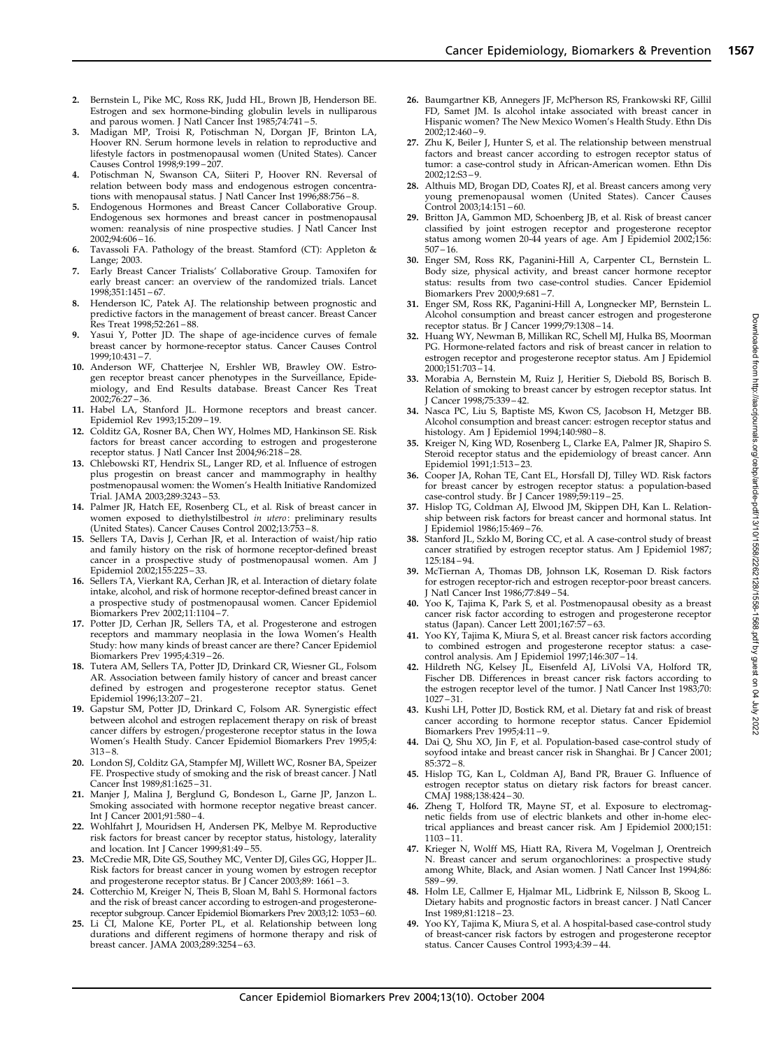2. Bernstein L, Pike MC, Ross RK, Judd HL, Brown JB, Henderson BE. Estrogen and sex hormone-binding globulin levels in nulliparous and parous women. J Natl Cancer Inst 1985;74:741–5.
3. Madigan MP, Troisi R, Potischman N, Dorgan JF, Brinton LA, Hoover RN. Serum hormone levels in relation to reproductive and lifestyle factors in postmenopausal women (United States). Cancer Causes Control 1998;9:199–207.
4. Potischman N, Swanson CA, Siiteri P, Hoover RN. Reversal of relation between body mass and endogenous estrogen concentrations with menopausal status. J Natl Cancer Inst 1996;88:756–8.
5. Endogenous Hormones and Breast Cancer Collaborative Group. Endogenous sex hormones and breast cancer in postmenopausal women: reanalysis of nine prospective studies. J Natl Cancer Inst 2002;94:606–16.
6. Tavassoli FA. Pathology of the breast. Stamford (CT): Appleton & Lange; 2003.
7. Early Breast Cancer Trialists' Collaborative Group. Tamoxifen for early breast cancer: an overview of the randomized trials. Lancet 1998;351:1451–67.
8. Henderson IC, Patek AJ. The relationship between prognostic and predictive factors in the management of breast cancer. Breast Cancer Res Treat 1998;52:261–88.
9. Yasui Y, Potter JD. The shape of age-incidence curves of female breast cancer by hormone-receptor status. Cancer Causes Control 1999;10:431–7.
10. Anderson WF, Chatterjee N, Ershler WB, Brawley OW. Estrogen receptor breast cancer phenotypes in the Surveillance, Epidemiology, and End Results database. Breast Cancer Res Treat 2002;76:27–36.
11. Habel LA, Stanford JL. Hormone receptors and breast cancer. Epidemiol Rev 1993;15:209–19.
12. Colditz GA, Rosner BA, Chen WY, Holmes MD, Hankinson SE. Risk factors for breast cancer according to estrogen and progesterone receptor status. J Natl Cancer Inst 2004;96:218–28.
13. Chlebowski RT, Hendrix SL, Langer RD, et al. Influence of estrogen plus progestin on breast cancer and mammography in healthy postmenopausal women: the Women's Health Initiative Randomized Trial. JAMA 2003;289:3243–53.
14. Palmer JR, Hatch EE, Rosenberg CL, et al. Risk of breast cancer in women exposed to diethylstilbestrol *in utero*: preliminary results (United States). Cancer Causes Control 2002;13:753–8.
15. Sellers TA, Davis J, Cerhan JR, et al. Interaction of waist/hip ratio and family history on the risk of hormone receptor-defined breast cancer in a prospective study of postmenopausal women. Am J Epidemiol 2002;155:225–33.
16. Sellers TA, Vierkant RA, Cerhan JR, et al. Interaction of dietary folate intake, alcohol, and risk of hormone receptor-defined breast cancer in a prospective study of postmenopausal women. Cancer Epidemiol Biomarkers Prev 2002;11:1104–7.
17. Potter JD, Cerhan JR, Sellers TA, et al. Progesterone and estrogen receptors and mammary neoplasia in the Iowa Women's Health Study: how many kinds of breast cancer are there? Cancer Epidemiol Biomarkers Prev 1995;4:319–26.
18. Tutera AM, Sellers TA, Potter JD, Drinkard CR, Wiesner GL, Folsom AR. Association between family history of cancer and breast cancer defined by estrogen and progesterone receptor status. Genet Epidemiol 1996;13:207–21.
19. Gapstur SM, Potter JD, Drinkard C, Folsom AR. Synergistic effect between alcohol and estrogen replacement therapy on risk of breast cancer differs by estrogen/progesterone receptor status in the Iowa Women's Health Study. Cancer Epidemiol Biomarkers Prev 1995;4:313–8.
20. London SJ, Colditz GA, Stampfer MJ, Willett WC, Rosner BA, Speizer FE. Prospective study of smoking and the risk of breast cancer. J Natl Cancer Inst 1989;81:1625–31.
21. Manjer J, Malina J, Berglund G, Bondeson L, Garne JP, Janzon L. Smoking associated with hormone receptor negative breast cancer. Int J Cancer 2001;91:580–4.
22. Wohlfahrt J, Mouridsen H, Andersen PK, Melbye M. Reproductive risk factors for breast cancer by receptor status, histology, laterality and location. Int J Cancer 1999;81:49–55.
23. McCredie MR, Dite GS, Southey MC, Venter DJ, Giles GG, Hopper JL. Risk factors for breast cancer in young women by estrogen receptor and progesterone receptor status. Br J Cancer 2003;89: 1661–3.
24. Cotterchio M, Kreiger N, Theis B, Sloan M, Bahl S. Hormonal factors and the risk of breast cancer according to estrogen-and progesterone-receptor subgroup. Cancer Epidemiol Biomarkers Prev 2003;12: 1053–60.
25. Li CI, Malone KE, Porter PL, et al. Relationship between long durations and different regimens of hormone therapy and risk of breast cancer. JAMA 2003;289:3254–63.
26. Baumgartner KB, Annegers JF, McPherson RS, Frankowski RF, Gillil FD, Samet JM. Is alcohol intake associated with breast cancer in Hispanic women? The New Mexico Women's Health Study. Ethn Dis 2002;12:460–9.
27. Zhu K, Beiler J, Hunter S, et al. The relationship between menstrual factors and breast cancer according to estrogen receptor status of tumor: a case-control study in African-American women. Ethn Dis 2002;12:S3–9.
28. Althuis MD, Brogan DD, Coates RJ, et al. Breast cancers among very young premenopausal women (United States). Cancer Causes Control 2003;14:151–60.
29. Britton JA, Gammon MD, Schoenberg JB, et al. Risk of breast cancer classified by joint estrogen receptor and progesterone receptor status among women 20-44 years of age. Am J Epidemiol 2002;156: 507–16.
30. Enger SM, Ross RK, Paganini-Hill A, Carpenter CL, Bernstein L. Body size, physical activity, and breast cancer hormone receptor status: results from two case-control studies. Cancer Epidemiol Biomarkers Prev 2000;9:681–7.
31. Enger SM, Ross RK, Paganini-Hill A, Longnecker MP, Bernstein L. Alcohol consumption and breast cancer estrogen and progesterone receptor status. Br J Cancer 1999;79:1308–14.
32. Huang WY, Newman B, Millikan RC, Schell MJ, Hulka BS, Moorman PG. Hormone-related factors and risk of breast cancer in relation to estrogen receptor and progesterone receptor status. Am J Epidemiol 2000;151:703–14.
33. Morabia A, Bernstein M, Ruiz J, Heritier S, Diebold SB, Borisch B. Relation of smoking to breast cancer by estrogen receptor status. Int J Cancer 1998;75:339–42.
34. Nasca PC, Liu S, Baptiste MS, Kwon CS, Jacobson H, Metzger BB. Alcohol consumption and breast cancer: estrogen receptor status and histology. Am J Epidemiol 1994;140:980–8.
35. Kreiger N, King WD, Rosenberg L, Clarke EA, Palmer JR, Shapiro S. Steroid receptor status and the epidemiology of breast cancer. Ann Epidemiol 1991;1:513–23.
36. Cooper JA, Rohan TE, Cant EL, Horsfall DJ, Tilley WD. Risk factors for breast cancer by estrogen receptor status: a population-based case-control study. Br J Cancer 1989;59:119–25.
37. Hislop TG, Coldman AJ, Elwood JM, Skippen DH, Kan L. Relationship between risk factors for breast cancer and hormonal status. Int J Epidemiol 1986;15:469–76.
38. Stanford JL, Szklo M, Boring CC, et al. A case-control study of breast cancer stratified by estrogen receptor status. Am J Epidemiol 1987; 125:184–94.
39. McTiernan A, Thomas DB, Johnson LK, Roseman D. Risk factors for estrogen receptor-rich and estrogen receptor-poor breast cancers. J Natl Cancer Inst 1986;77:849–54.
40. Yoo K, Tajima K, Park S, et al. Postmenopausal obesity as a breast cancer risk factor according to estrogen and progesterone receptor status (Japan). Cancer Lett 2001;167:57–63.
41. Yoo KY, Tajima K, Miura S, et al. Breast cancer risk factors according to combined estrogen and progesterone receptor status: a case-control analysis. Am J Epidemiol 1997;146:307–14.
42. Hildreth NG, Kelsey JL, Eisenfeld AJ, LiVolsi VA, Holford TR, Fischer DB. Differences in breast cancer risk factors according to the estrogen receptor level of the tumor. J Natl Cancer Inst 1983;70: 1027–31.
43. Kushi LH, Potter JD, Bostick RM, et al. Dietary fat and risk of breast cancer according to hormone receptor status. Cancer Epidemiol Biomarkers Prev 1995;4:11–9.
44. Dai Q, Shu XO, Jin F, et al. Population-based case-control study of soyfood intake and breast cancer risk in Shanghai. Br J Cancer 2001; 85:372–8.
45. Hislop TG, Kan L, Coldman AJ, Band PR, Brauer G. Influence of estrogen receptor status on dietary risk factors for breast cancer. CMAJ 1988;138:424–30.
46. Zheng T, Holford TR, Mayne ST, et al. Exposure to electromagnetic fields from use of electric blankets and other in-home electrical appliances and breast cancer risk. Am J Epidemiol 2000;151: 1103–11.
47. Krieger N, Wolff MS, Hiatt RA, Rivera M, Vogelman J, Orentreich N. Breast cancer and serum organochlorines: a prospective study among White, Black, and Asian women. J Natl Cancer Inst 1994;86: 589–99.
48. Holm LE, Callmer E, Hjalmar ML, Lidbrink E, Nilsson B, Skoog L. Dietary habits and prognostic factors in breast cancer. J Natl Cancer Inst 1989;81:1218–23.
49. Yoo KY, Tajima K, Miura S, et al. A hospital-based case-control study of breast-cancer risk factors by estrogen and progesterone receptor status. Cancer Causes Control 1993;4:39–44.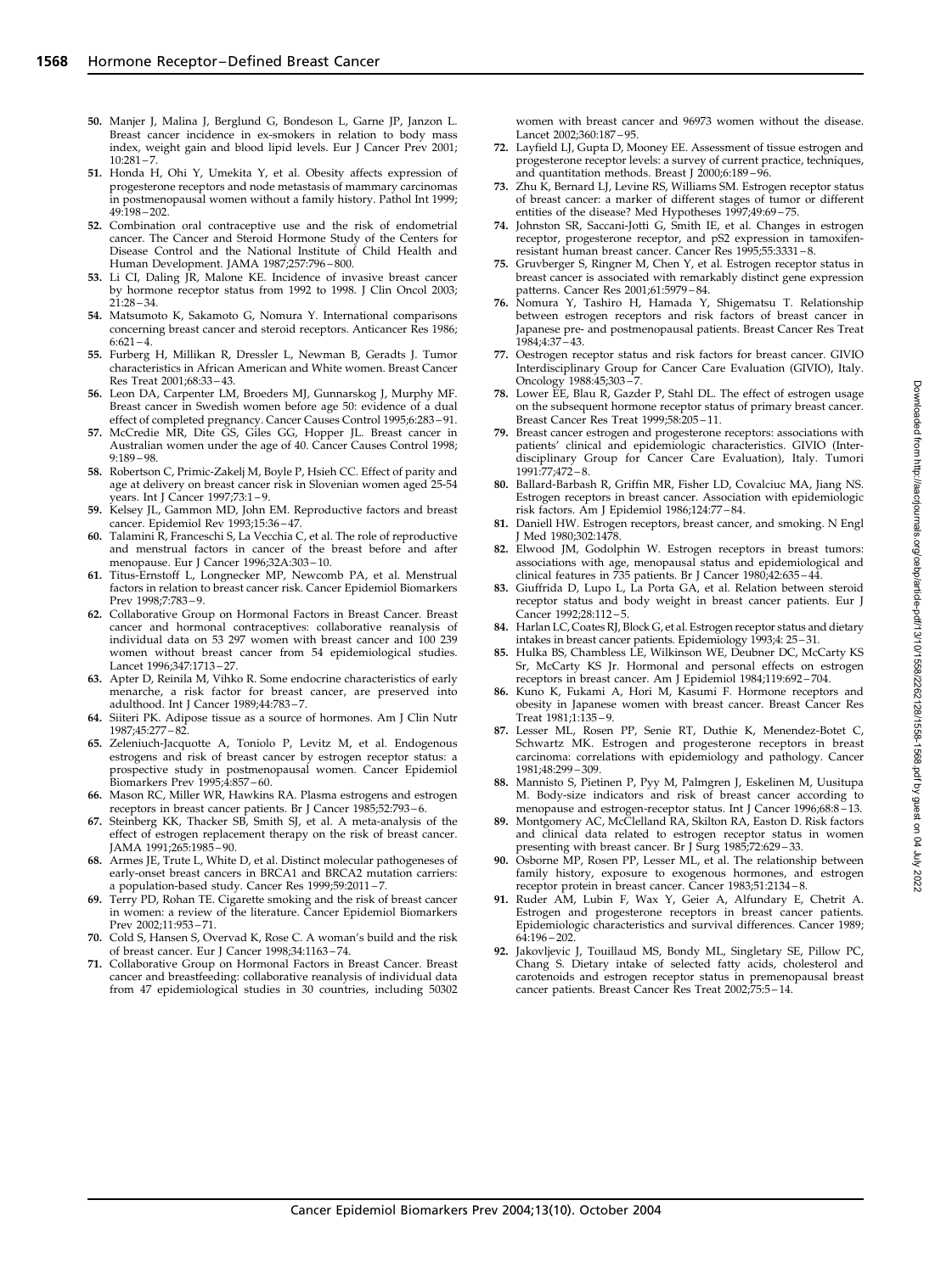50. Manjer J, Malina J, Berglund G, Bondeson L, Garne JP, Janzon L. Breast cancer incidence in ex-smokers in relation to body mass index, weight gain and blood lipid levels. Eur J Cancer Prev 2001; 10:281 – 7.
51. Honda H, Ohi Y, Umekita Y, et al. Obesity affects expression of progesterone receptors and node metastasis of mammary carcinomas in postmenopausal women without a family history. Pathol Int 1999; 49:198 – 202.
52. Combination oral contraceptive use and the risk of endometrial cancer. The Cancer and Steroid Hormone Study of the Centers for Disease Control and the National Institute of Child Health and Human Development. JAMA 1987;257:796 – 800.
53. Li CI, Daling JR, Malone KE. Incidence of invasive breast cancer by hormone receptor status from 1992 to 1998. J Clin Oncol 2003; 21:28 – 34.
54. Matsumoto K, Sakamoto G, Nomura Y. International comparisons concerning breast cancer and steroid receptors. Anticancer Res 1986; 6:621 – 4.
55. Furberg H, Millikan R, Dressler L, Newman B, Geradts J. Tumor characteristics in African American and White women. Breast Cancer Res Treat 2001;68:33 – 43.
56. Leon DA, Carpenter LM, Broeders MJ, Gunnarskog J, Murphy MF. Breast cancer in Swedish women before age 50: evidence of a dual effect of completed pregnancy. Cancer Causes Control 1995;6:283 – 91.
57. McCredie MR, Dite GS, Giles GG, Hopper JL. Breast cancer in Australian women under the age of 40. Cancer Causes Control 1998; 9:189 – 98.
58. Robertson C, Primic-Zakelj M, Boyle P, Hsieh CC. Effect of parity and age at delivery on breast cancer risk in Slovenian women aged 25-54 years. Int J Cancer 1997;73:1 – 9.
59. Kelsey JL, Gammon MD, John EM. Reproductive factors and breast cancer. Epidemiol Rev 1993;15:36 – 47.
60. Talamini R, Franceschi S, La Vecchia C, et al. The role of reproductive and menstrual factors in cancer of the breast before and after menopause. Eur J Cancer 1996;32A:303 – 10.
61. Titus-Ernstoff L, Longnecker MP, Newcomb PA, et al. Menstrual factors in relation to breast cancer risk. Cancer Epidemiol Biomarkers Prev 1998;7:783 – 9.
62. Collaborative Group on Hormonal Factors in Breast Cancer. Breast cancer and hormonal contraceptives: collaborative reanalysis of individual data on 53 297 women with breast cancer and 100 239 women without breast cancer from 54 epidemiological studies. Lancet 1996;347:1713 – 27.
63. Apter D, Reinila M, Vihko R. Some endocrine characteristics of early menarche, a risk factor for breast cancer, are preserved into adulthood. Int J Cancer 1989;44:783 – 7.
64. Siiteri PK. Adipose tissue as a source of hormones. Am J Clin Nutr 1987;45:277 – 82.
65. Zeleniuch-Jacquotte A, Toniolo P, Levitz M, et al. Endogenous estrogens and risk of breast cancer by estrogen receptor status: a prospective study in postmenopausal women. Cancer Epidemiol Biomarkers Prev 1995;4:857 – 60.
66. Mason RC, Miller WR, Hawkins RA. Plasma estrogens and estrogen receptors in breast cancer patients. Br J Cancer 1985;52:793 – 6.
67. Steinberg KK, Thacker SB, Smith SJ, et al. A meta-analysis of the effect of estrogen replacement therapy on the risk of breast cancer. JAMA 1991;265:1985 – 90.
68. Armes JE, Trute L, White D, et al. Distinct molecular pathogeneses of early-onset breast cancers in BRCA1 and BRCA2 mutation carriers: a population-based study. Cancer Res 1999;59:2011 – 7.
69. Terry PD, Rohan TE. Cigarette smoking and the risk of breast cancer in women: a review of the literature. Cancer Epidemiol Biomarkers Prev 2002;11:953 – 71.
70. Cold S, Hansen S, Overvad K, Rose C. A woman's build and the risk of breast cancer. Eur J Cancer 1998;34:1163 – 74.
71. Collaborative Group on Hormonal Factors in Breast Cancer. Breast cancer and breastfeeding: collaborative reanalysis of individual data from 47 epidemiological studies in 30 countries, including 50302 women with breast cancer and 96973 women without the disease. Lancet 2002;360:187 – 95.
72. Layfield LJ, Gupta D, Mooney EE. Assessment of tissue estrogen and progesterone receptor levels: a survey of current practice, techniques, and quantitation methods. Breast J 2000;6:189 – 96.
73. Zhu K, Bernard LJ, Levine RS, Williams SM. Estrogen receptor status of breast cancer: a marker of different stages of tumor or different entities of the disease? Med Hypotheses 1997;49:69 – 75.
74. Johnston SR, Saccani-Jotti G, Smith IE, et al. Changes in estrogen receptor, progesterone receptor, and pS2 expression in tamoxifen-resistant human breast cancer. Cancer Res 1995;55:3331 – 8.
75. Gruvberger S, Ringner M, Chen Y, et al. Estrogen receptor status in breast cancer is associated with remarkably distinct gene expression patterns. Cancer Res 2001;61:5979 – 84.
76. Nomura Y, Tashiro H, Hamada Y, Shigematsu T. Relationship between estrogen receptors and risk factors of breast cancer in Japanese pre- and postmenopausal patients. Breast Cancer Res Treat 1984;4:37 – 43.
77. Oestrogen receptor status and risk factors for breast cancer. GIVIO Interdisciplinary Group for Cancer Care Evaluation (GIVIO), Italy. Oncology 1988:45;303 – 7.
78. Lower EE, Blau R, Gazder P, Stahl DL. The effect of estrogen usage on the subsequent hormone receptor status of primary breast cancer. Breast Cancer Res Treat 1999;58:205 – 11.
79. Breast cancer estrogen and progesterone receptors: associations with patients' clinical and epidemiologic characteristics. GIVIO (Interdisciplinary Group for Cancer Care Evaluation), Italy. Tumori 1991:77;472 – 8.
80. Ballard-Barbash R, Griffin MR, Fisher LD, Covalciuc MA, Jiang NS. Estrogen receptors in breast cancer. Association with epidemiologic risk factors. Am J Epidemiol 1986;124:77 – 84.
81. Daniell HW. Estrogen receptors, breast cancer, and smoking. N Engl J Med 1980;302:1478.
82. Elwood JM, Godolphin W. Estrogen receptors in breast tumors: associations with age, menopausal status and epidemiological and clinical features in 735 patients. Br J Cancer 1980;42:635 – 44.
83. Giuffrida D, Lupo L, La Porta GA, et al. Relation between steroid receptor status and body weight in breast cancer patients. Eur J Cancer 1992;28:112 – 5.
84. Harlan LC, Coates RJ, Block G, et al. Estrogen receptor status and dietary intakes in breast cancer patients. Epidemiology 1993;4: 25 – 31.
85. Hulka BS, Chambless LE, Wilkinson WE, Deubner DC, McCarty KS Sr, McCarty KS Jr. Hormonal and personal effects on estrogen receptors in breast cancer. Am J Epidemiol 1984;119:692 – 704.
86. Kuno K, Fukami A, Hori M, Kasumi F. Hormone receptors and obesity in Japanese women with breast cancer. Breast Cancer Res Treat 1981;1:135 – 9.
87. Lesser ML, Rosen PP, Senie RT, Duthie K, Menendez-Botet C, Schwartz MK. Estrogen and progesterone receptors in breast carcinoma: correlations with epidemiology and pathology. Cancer 1981;48:299 – 309.
88. Mannisto S, Pietinen P, Pyy M, Palmgren J, Eskelinen M, Uusitupa M. Body-size indicators and risk of breast cancer according to menopause and estrogen-receptor status. Int J Cancer 1996;68:8 – 13.
89. Montgomery AC, McClelland RA, Skilton RA, Easton D. Risk factors and clinical data related to estrogen receptor status in women presenting with breast cancer. Br J Surg 1985;72:629 – 33.
90. Osborne MP, Rosen PP, Lesser ML, et al. The relationship between family history, exposure to exogenous hormones, and estrogen receptor protein in breast cancer. Cancer 1983;51:2134 – 8.
91. Ruder AM, Lubin F, Wax Y, Geier A, Alfundary E, Chetrit A. Estrogen and progesterone receptors in breast cancer patients. Epidemiologic characteristics and survival differences. Cancer 1989; 64:196 – 202.
92. Jakovljevic J, Touillaud MS, Bondy ML, Singletary SE, Pillow PC, Chang S. Dietary intake of selected fatty acids, cholesterol and carotenoids and estrogen receptor status in premenopausal breast cancer patients. Breast Cancer Res Treat 2002;75:5 – 14.